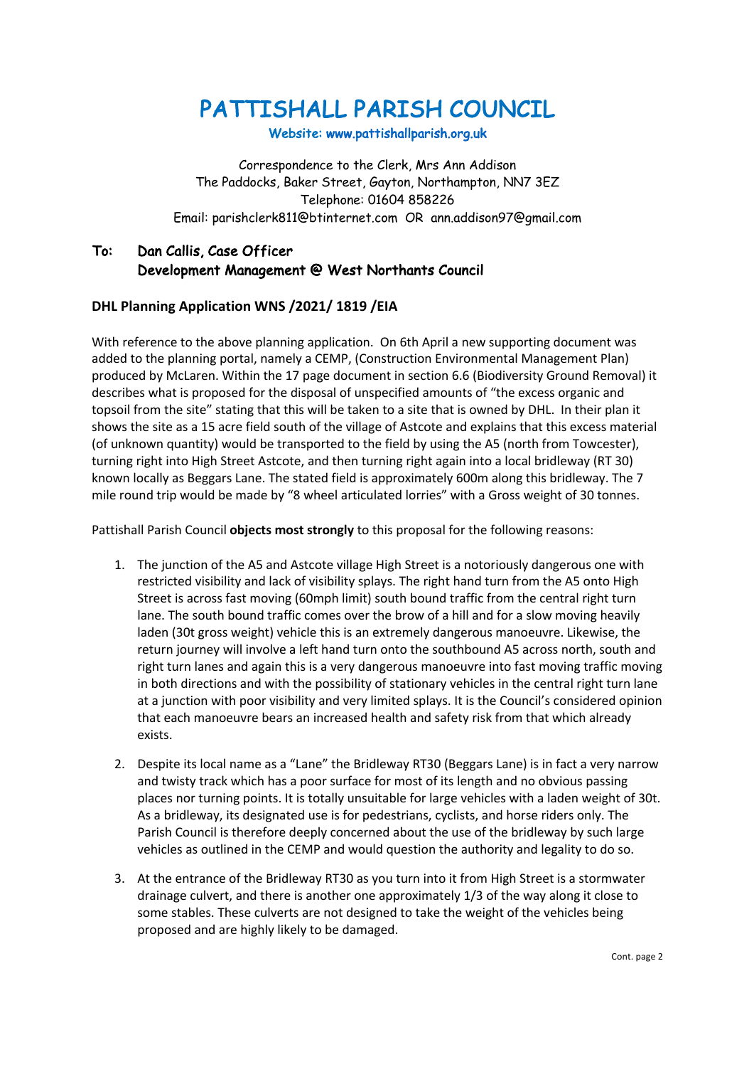# PATTISHALL PARISH COUNCIL

**Website: www.pattishallparish.org.uk**

Correspondence to the Clerk, Mrs Ann Addison
The Paddocks, Baker Street, Gayton, Northampton, NN7 3EZ
Telephone: 01604 858226
Email: parishclerk811@btinternet.com OR ann.addison97@gmail.com

**To: Dan Callis, Case Officer**
**Development Management @ West Northants Council**

**DHL Planning Application WNS /2021/ 1819 /EIA**

With reference to the above planning application. On 6th April a new supporting document was added to the planning portal, namely a CEMP, (Construction Environmental Management Plan) produced by McLaren. Within the 17 page document in section 6.6 (Biodiversity Ground Removal) it describes what is proposed for the disposal of unspecified amounts of "the excess organic and topsoil from the site" stating that this will be taken to a site that is owned by DHL. In their plan it shows the site as a 15 acre field south of the village of Astcote and explains that this excess material (of unknown quantity) would be transported to the field by using the A5 (north from Towcester), turning right into High Street Astcote, and then turning right again into a local bridleway (RT 30) known locally as Beggars Lane. The stated field is approximately 600m along this bridleway. The 7 mile round trip would be made by "8 wheel articulated lorries" with a Gross weight of 30 tonnes.

Pattishall Parish Council **objects most strongly** to this proposal for the following reasons:

1. The junction of the A5 and Astcote village High Street is a notoriously dangerous one with restricted visibility and lack of visibility splays. The right hand turn from the A5 onto High Street is across fast moving (60mph limit) south bound traffic from the central right turn lane. The south bound traffic comes over the brow of a hill and for a slow moving heavily laden (30t gross weight) vehicle this is an extremely dangerous manoeuvre. Likewise, the return journey will involve a left hand turn onto the southbound A5 across north, south and right turn lanes and again this is a very dangerous manoeuvre into fast moving traffic moving in both directions and with the possibility of stationary vehicles in the central right turn lane at a junction with poor visibility and very limited splays. It is the Council's considered opinion that each manoeuvre bears an increased health and safety risk from that which already exists.

2. Despite its local name as a "Lane" the Bridleway RT30 (Beggars Lane) is in fact a very narrow and twisty track which has a poor surface for most of its length and no obvious passing places nor turning points. It is totally unsuitable for large vehicles with a laden weight of 30t. As a bridleway, its designated use is for pedestrians, cyclists, and horse riders only. The Parish Council is therefore deeply concerned about the use of the bridleway by such large vehicles as outlined in the CEMP and would question the authority and legality to do so.

3. At the entrance of the Bridleway RT30 as you turn into it from High Street is a stormwater drainage culvert, and there is another one approximately 1/3 of the way along it close to some stables. These culverts are not designed to take the weight of the vehicles being proposed and are highly likely to be damaged.

Cont. page 2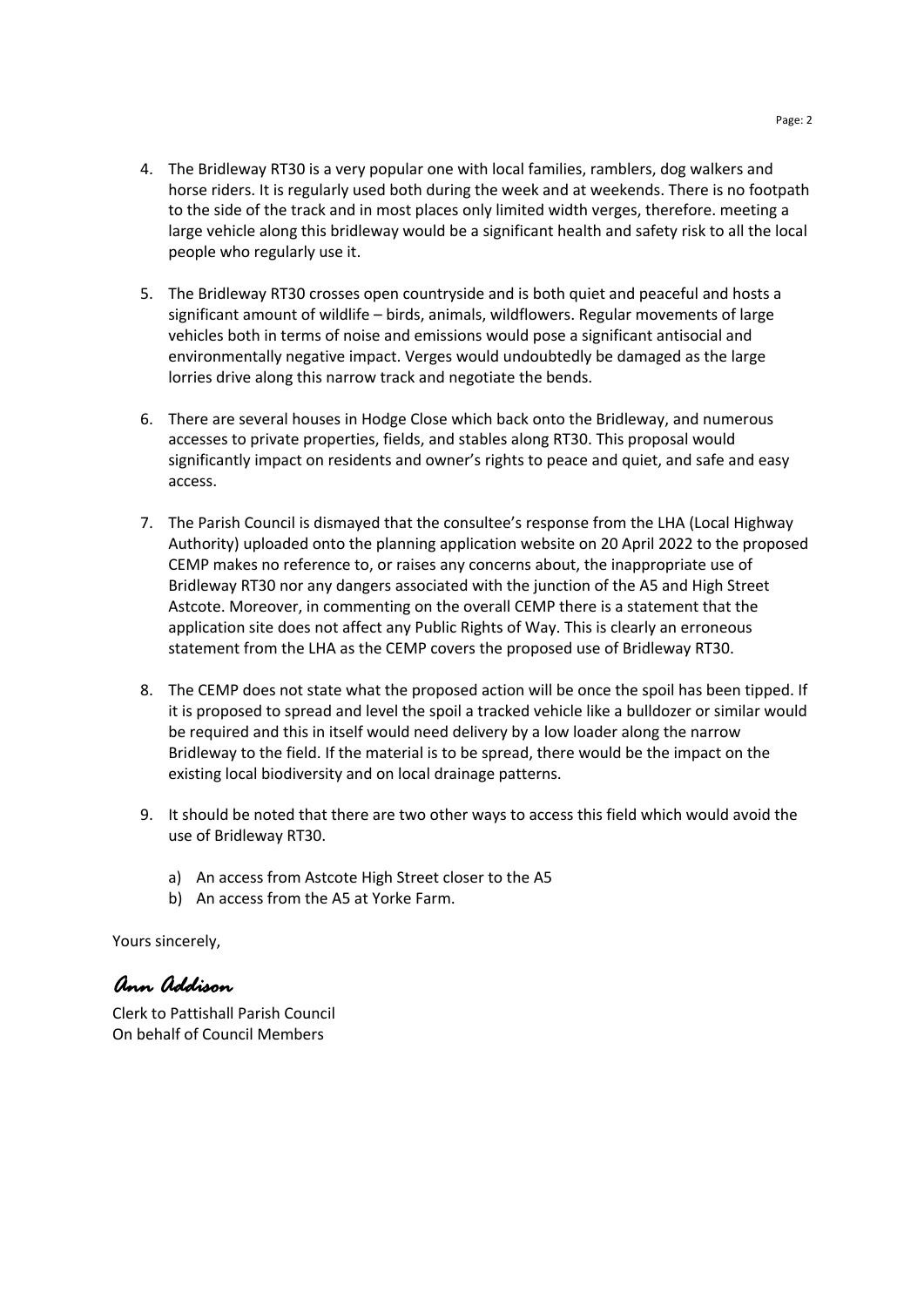4. The Bridleway RT30 is a very popular one with local families, ramblers, dog walkers and horse riders. It is regularly used both during the week and at weekends. There is no footpath to the side of the track and in most places only limited width verges, therefore. meeting a large vehicle along this bridleway would be a significant health and safety risk to all the local people who regularly use it.

5. The Bridleway RT30 crosses open countryside and is both quiet and peaceful and hosts a significant amount of wildlife – birds, animals, wildflowers. Regular movements of large vehicles both in terms of noise and emissions would pose a significant antisocial and environmentally negative impact. Verges would undoubtedly be damaged as the large lorries drive along this narrow track and negotiate the bends.

6. There are several houses in Hodge Close which back onto the Bridleway, and numerous accesses to private properties, fields, and stables along RT30. This proposal would significantly impact on residents and owner's rights to peace and quiet, and safe and easy access.

7. The Parish Council is dismayed that the consultee's response from the LHA (Local Highway Authority) uploaded onto the planning application website on 20 April 2022 to the proposed CEMP makes no reference to, or raises any concerns about, the inappropriate use of Bridleway RT30 nor any dangers associated with the junction of the A5 and High Street Astcote. Moreover, in commenting on the overall CEMP there is a statement that the application site does not affect any Public Rights of Way. This is clearly an erroneous statement from the LHA as the CEMP covers the proposed use of Bridleway RT30.

8. The CEMP does not state what the proposed action will be once the spoil has been tipped. If it is proposed to spread and level the spoil a tracked vehicle like a bulldozer or similar would be required and this in itself would need delivery by a low loader along the narrow Bridleway to the field. If the material is to be spread, there would be the impact on the existing local biodiversity and on local drainage patterns.

9. It should be noted that there are two other ways to access this field which would avoid the use of Bridleway RT30.

   a) An access from Astcote High Street closer to the A5
   b) An access from the A5 at Yorke Farm.

Yours sincerely,

*Ann Addison*

Clerk to Pattishall Parish Council
On behalf of Council Members